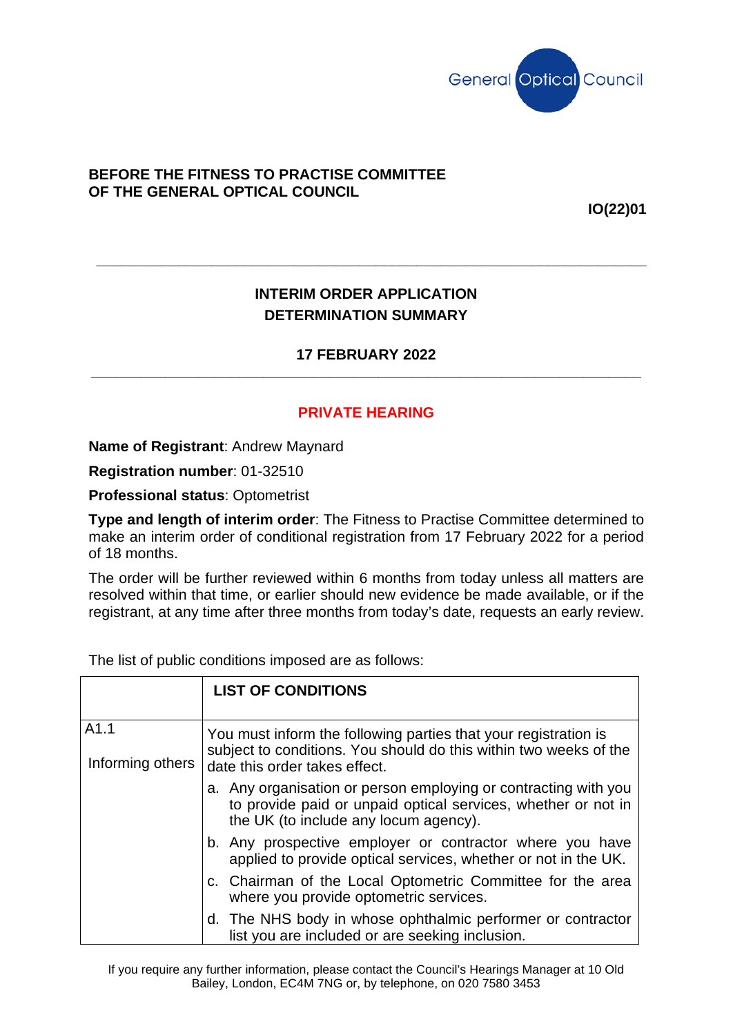General Optical Council

**BEFORE THE FITNESS TO PRACTISE COMMITTEE OF THE GENERAL OPTICAL COUNCIL**

**IO(22)01**

---

## INTERIM ORDER APPLICATION DETERMINATION SUMMARY

**17 FEBRUARY 2022**

---

**PRIVATE HEARING**

**Name of Registrant**: Andrew Maynard

**Registration number**: 01-32510

**Professional status**: Optometrist

**Type and length of interim order**: The Fitness to Practise Committee determined to make an interim order of conditional registration from 17 February 2022 for a period of 18 months.

The order will be further reviewed within 6 months from today unless all matters are resolved within that time, or earlier should new evidence be made available, or if the registrant, at any time after three months from today's date, requests an early review.

The list of public conditions imposed are as follows:

| | **LIST OF CONDITIONS** |
|---|---|
| A1.1<br><br>Informing others | You must inform the following parties that your registration is subject to conditions. You should do this within two weeks of the date this order takes effect.<br><br>a. Any organisation or person employing or contracting with you to provide paid or unpaid optical services, whether or not in the UK (to include any locum agency).<br><br>b. Any prospective employer or contractor where you have applied to provide optical services, whether or not in the UK.<br><br>c. Chairman of the Local Optometric Committee for the area where you provide optometric services.<br><br>d. The NHS body in whose ophthalmic performer or contractor list you are included or are seeking inclusion. |

If you require any further information, please contact the Council's Hearings Manager at 10 Old Bailey, London, EC4M 7NG or, by telephone, on 020 7580 3453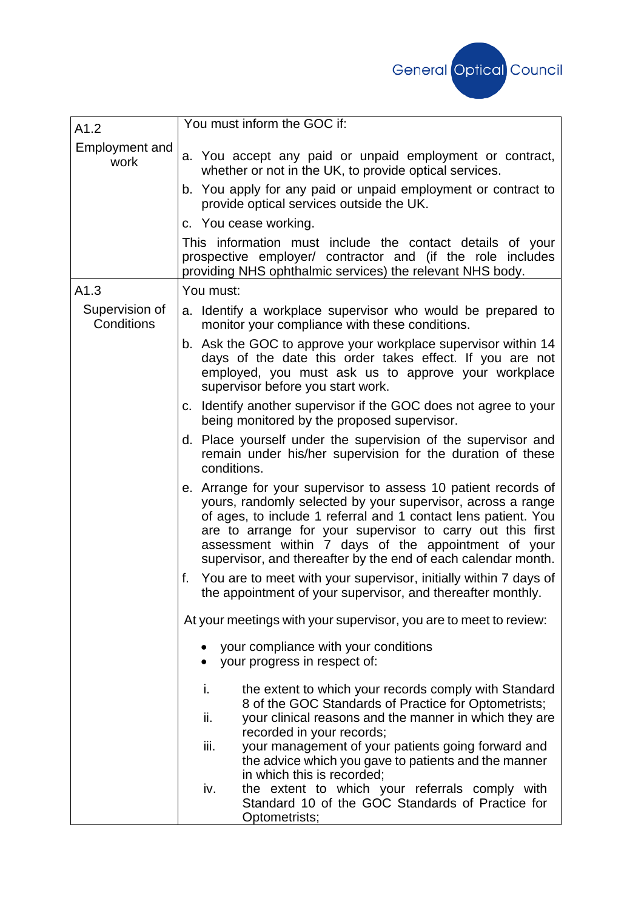| | |
|---|---|
| A1.2<br>Employment and work | You must inform the GOC if:<br><br>a. You accept any paid or unpaid employment or contract, whether or not in the UK, to provide optical services.<br>b. You apply for any paid or unpaid employment or contract to provide optical services outside the UK.<br>c. You cease working.<br><br>This information must include the contact details of your prospective employer/ contractor and (if the role includes providing NHS ophthalmic services) the relevant NHS body. |
| A1.3<br>Supervision of Conditions | You must:<br><br>a. Identify a workplace supervisor who would be prepared to monitor your compliance with these conditions.<br>b. Ask the GOC to approve your workplace supervisor within 14 days of the date this order takes effect. If you are not employed, you must ask us to approve your workplace supervisor before you start work.<br>c. Identify another supervisor if the GOC does not agree to your being monitored by the proposed supervisor.<br>d. Place yourself under the supervision of the supervisor and remain under his/her supervision for the duration of these conditions.<br>e. Arrange for your supervisor to assess 10 patient records of yours, randomly selected by your supervisor, across a range of ages, to include 1 referral and 1 contact lens patient. You are to arrange for your supervisor to carry out this first assessment within 7 days of the appointment of your supervisor, and thereafter by the end of each calendar month.<br>f. You are to meet with your supervisor, initially within 7 days of the appointment of your supervisor, and thereafter monthly.<br><br>At your meetings with your supervisor, you are to meet to review:<br><br>• your compliance with your conditions<br>• your progress in respect of:<br><br>i. the extent to which your records comply with Standard 8 of the GOC Standards of Practice for Optometrists;<br>ii. your clinical reasons and the manner in which they are recorded in your records;<br>iii. your management of your patients going forward and the advice which you gave to patients and the manner in which this is recorded;<br>iv. the extent to which your referrals comply with Standard 10 of the GOC Standards of Practice for Optometrists; |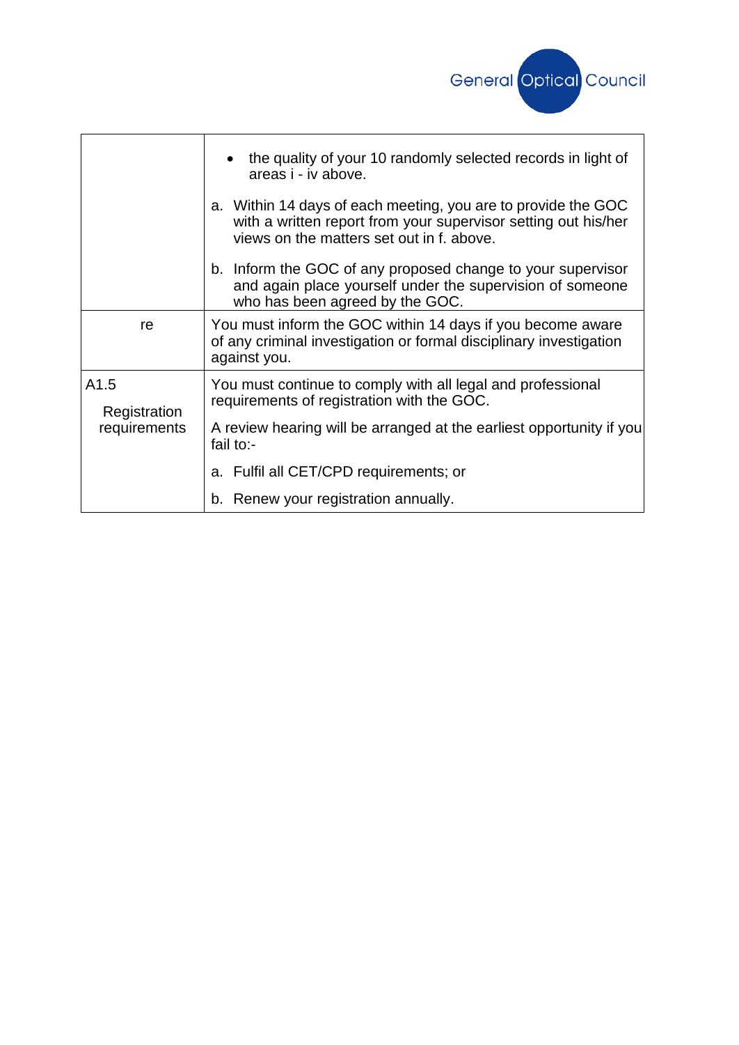| | |
|---|---|
| | • the quality of your 10 randomly selected records in light of areas i - iv above.<br><br>a. Within 14 days of each meeting, you are to provide the GOC with a written report from your supervisor setting out his/her views on the matters set out in f. above.<br><br>b. Inform the GOC of any proposed change to your supervisor and again place yourself under the supervision of someone who has been agreed by the GOC. |
| re | You must inform the GOC within 14 days if you become aware of any criminal investigation or formal disciplinary investigation against you. |
| A1.5<br><br>Registration requirements | You must continue to comply with all legal and professional requirements of registration with the GOC.<br><br>A review hearing will be arranged at the earliest opportunity if you fail to:-<br><br>a. Fulfil all CET/CPD requirements; or<br><br>b. Renew your registration annually. |